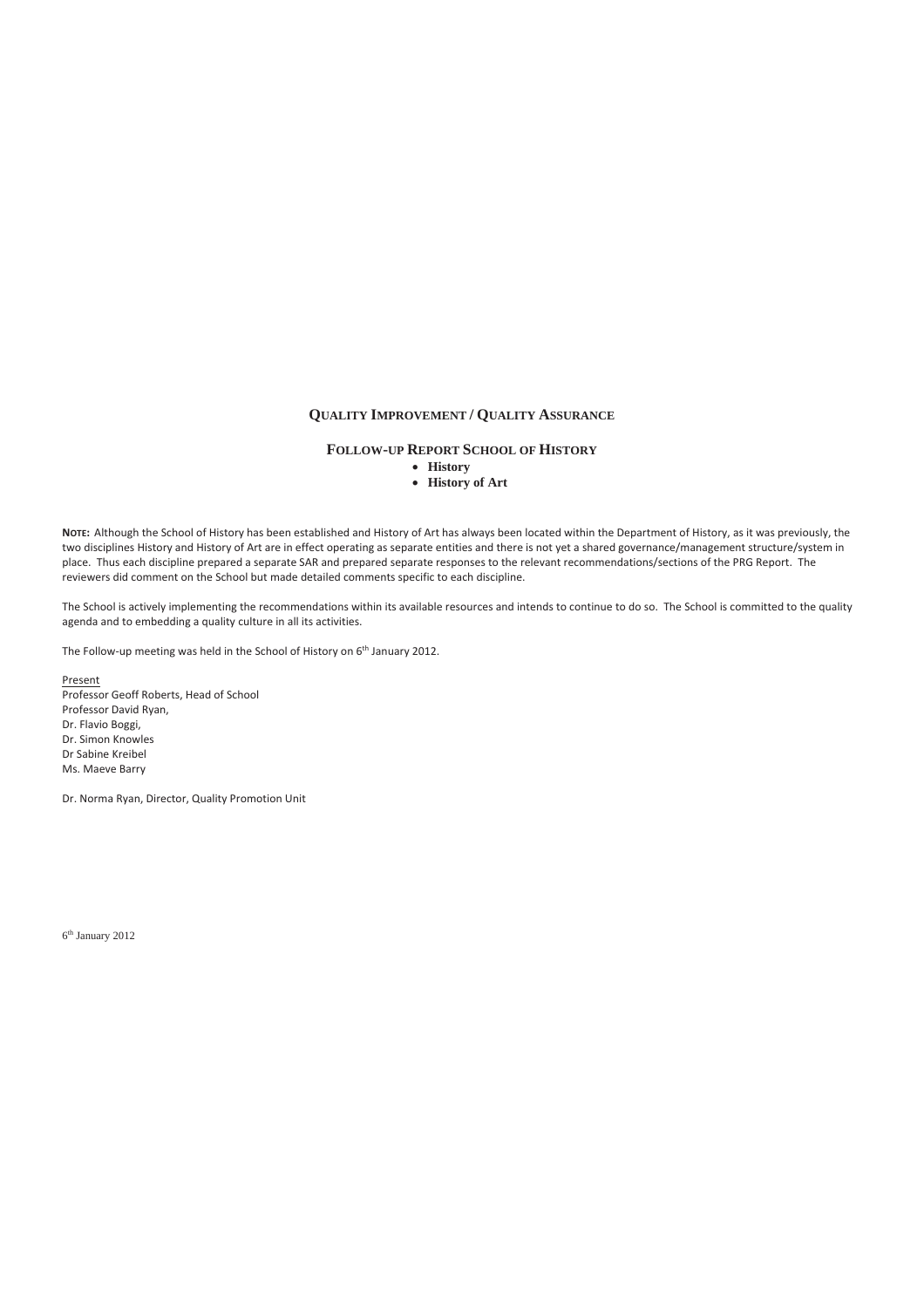# QUALITY IMPROVEMENT / QUALITY ASSURANCE

## FOLLOW-UP REPORT SCHOOL OF HISTORY

- **History**
- **History of Art**

**NOTE:** Although the School of History has been established and History of Art has always been located within the Department of History, as it was previously, the two disciplines History and History of Art are in effect operating as separate entities and there is not yet a shared governance/management structure/system in place. Thus each discipline prepared a separate SAR and prepared separate responses to the relevant recommendations/sections of the PRG Report. The reviewers did comment on the School but made detailed comments specific to each discipline.

The School is actively implementing the recommendations within its available resources and intends to continue to do so. The School is committed to the quality agenda and to embedding a quality culture in all its activities.

The Follow-up meeting was held in the School of History on 6th January 2012.

Present
Professor Geoff Roberts, Head of School
Professor David Ryan,
Dr. Flavio Boggi,
Dr. Simon Knowles
Dr Sabine Kreibel
Ms. Maeve Barry

Dr. Norma Ryan, Director, Quality Promotion Unit

6th January 2012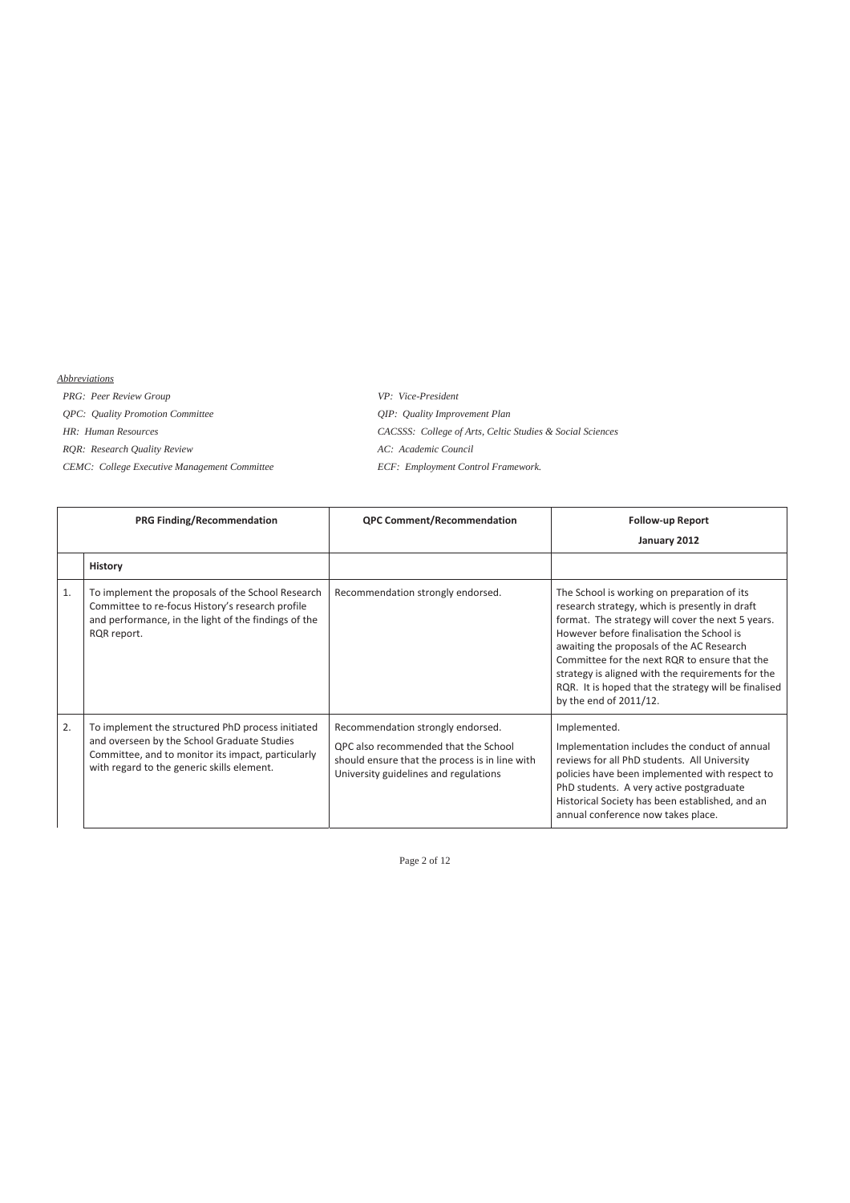*Abbreviations*

| | |
|---|---|
| *PRG: Peer Review Group* | *VP: Vice-President* |
| *QPC: Quality Promotion Committee* | *QIP: Quality Improvement Plan* |
| *HR: Human Resources* | *CACSSS: College of Arts, Celtic Studies & Social Sciences* |
| *RQR: Research Quality Review* | *AC: Academic Council* |
| *CEMC: College Executive Management Committee* | *ECF: Employment Control Framework.* |

| | PRG Finding/Recommendation | QPC Comment/Recommendation | Follow-up Report January 2012 |
|---|---|---|---|
| | **History** | | |
| 1. | To implement the proposals of the School Research Committee to re-focus History's research profile and performance, in the light of the findings of the RQR report. | Recommendation strongly endorsed. | The School is working on preparation of its research strategy, which is presently in draft format. The strategy will cover the next 5 years. However before finalisation the School is awaiting the proposals of the AC Research Committee for the next RQR to ensure that the strategy is aligned with the requirements for the RQR. It is hoped that the strategy will be finalised by the end of 2011/12. |
| 2. | To implement the structured PhD process initiated and overseen by the School Graduate Studies Committee, and to monitor its impact, particularly with regard to the generic skills element. | Recommendation strongly endorsed.<br>QPC also recommended that the School should ensure that the process is in line with University guidelines and regulations | Implemented.<br>Implementation includes the conduct of annual reviews for all PhD students. All University policies have been implemented with respect to PhD students. A very active postgraduate Historical Society has been established, and an annual conference now takes place. |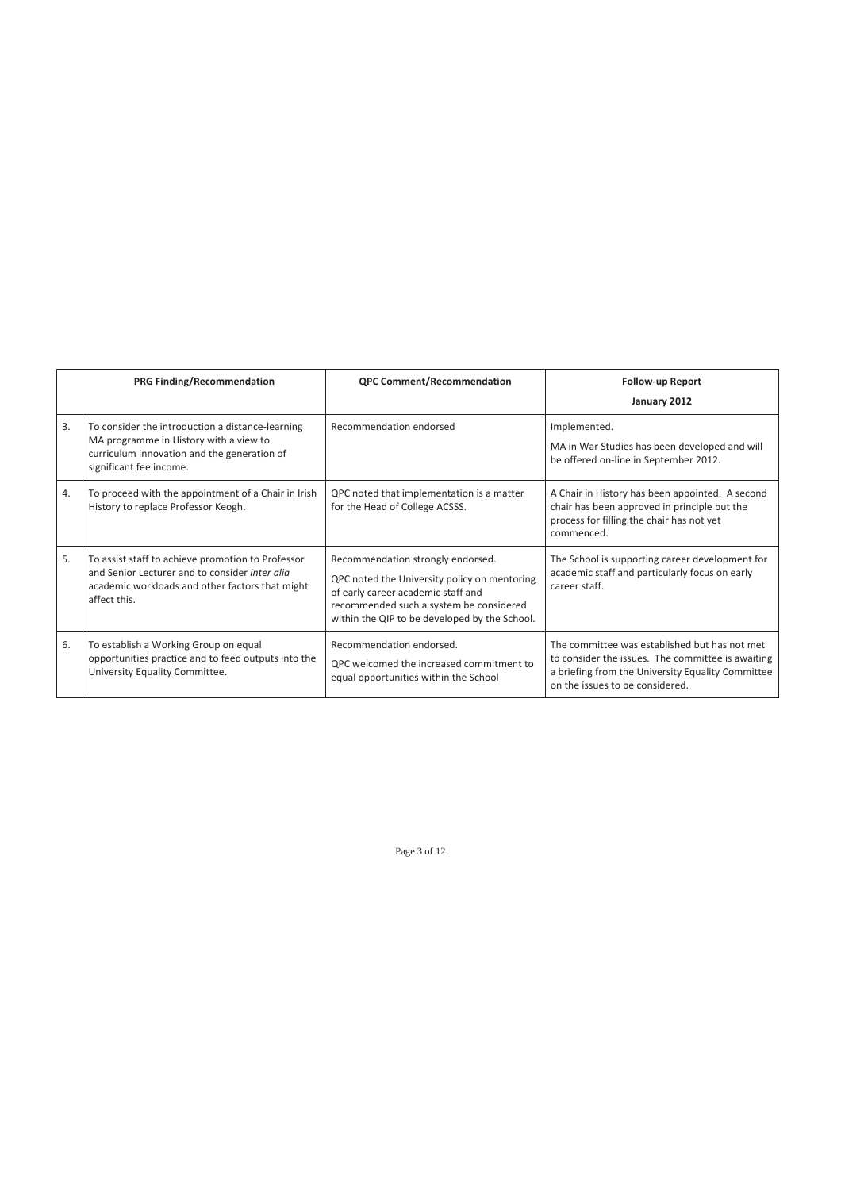| | PRG Finding/Recommendation | QPC Comment/Recommendation | Follow-up Report<br>January 2012 |
|---|---|---|---|
| 3. | To consider the introduction a distance-learning MA programme in History with a view to curriculum innovation and the generation of significant fee income. | Recommendation endorsed | Implemented.<br>MA in War Studies has been developed and will be offered on-line in September 2012. |
| 4. | To proceed with the appointment of a Chair in Irish History to replace Professor Keogh. | QPC noted that implementation is a matter for the Head of College ACSSS. | A Chair in History has been appointed. A second chair has been approved in principle but the process for filling the chair has not yet commenced. |
| 5. | To assist staff to achieve promotion to Professor and Senior Lecturer and to consider *inter alia* academic workloads and other factors that might affect this. | Recommendation strongly endorsed.<br>QPC noted the University policy on mentoring of early career academic staff and recommended such a system be considered within the QIP to be developed by the School. | The School is supporting career development for academic staff and particularly focus on early career staff. |
| 6. | To establish a Working Group on equal opportunities practice and to feed outputs into the University Equality Committee. | Recommendation endorsed.<br>QPC welcomed the increased commitment to equal opportunities within the School | The committee was established but has not met to consider the issues. The committee is awaiting a briefing from the University Equality Committee on the issues to be considered. |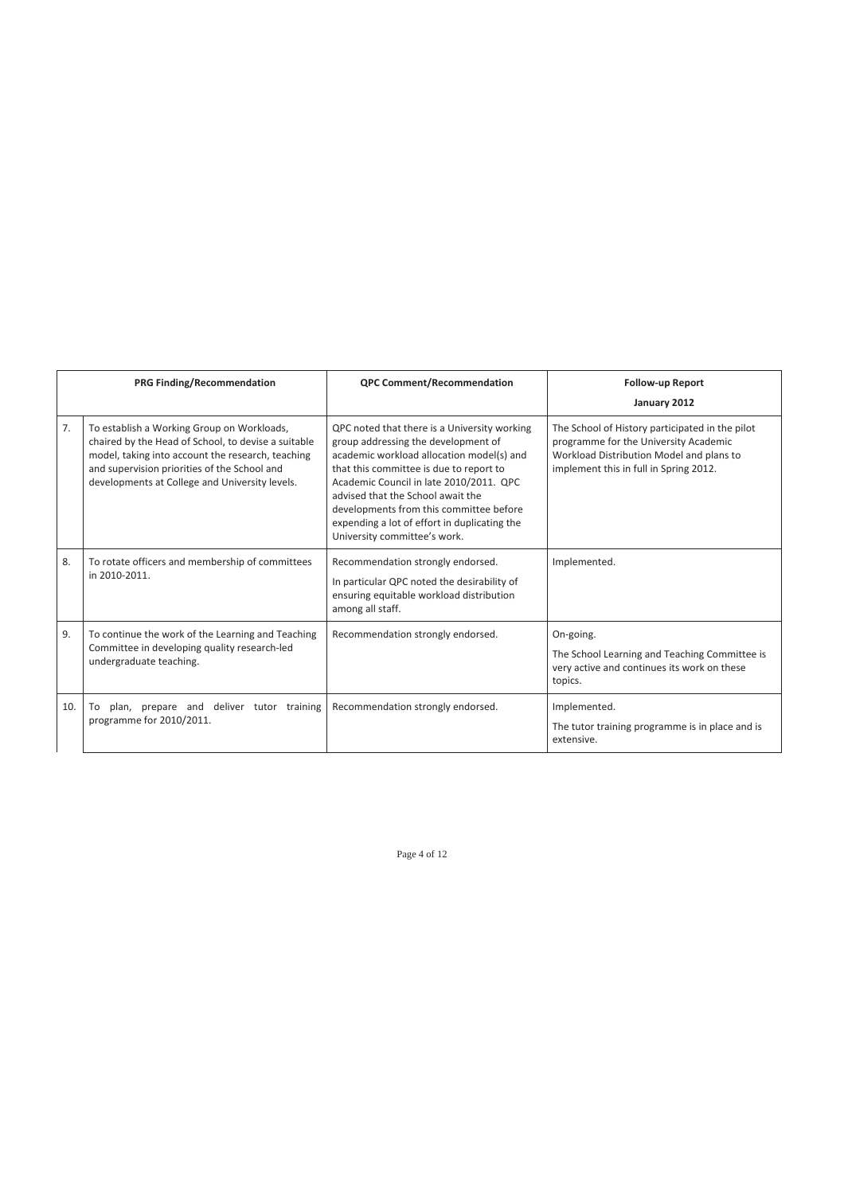| | PRG Finding/Recommendation | QPC Comment/Recommendation | Follow-up Report January 2012 |
|---|---|---|---|
| 7. | To establish a Working Group on Workloads, chaired by the Head of School, to devise a suitable model, taking into account the research, teaching and supervision priorities of the School and developments at College and University levels. | QPC noted that there is a University working group addressing the development of academic workload allocation model(s) and that this committee is due to report to Academic Council in late 2010/2011. QPC advised that the School await the developments from this committee before expending a lot of effort in duplicating the University committee's work. | The School of History participated in the pilot programme for the University Academic Workload Distribution Model and plans to implement this in full in Spring 2012. |
| 8. | To rotate officers and membership of committees in 2010-2011. | Recommendation strongly endorsed. In particular QPC noted the desirability of ensuring equitable workload distribution among all staff. | Implemented. |
| 9. | To continue the work of the Learning and Teaching Committee in developing quality research-led undergraduate teaching. | Recommendation strongly endorsed. | On-going. The School Learning and Teaching Committee is very active and continues its work on these topics. |
| 10. | To plan, prepare and deliver tutor training programme for 2010/2011. | Recommendation strongly endorsed. | Implemented. The tutor training programme is in place and is extensive. |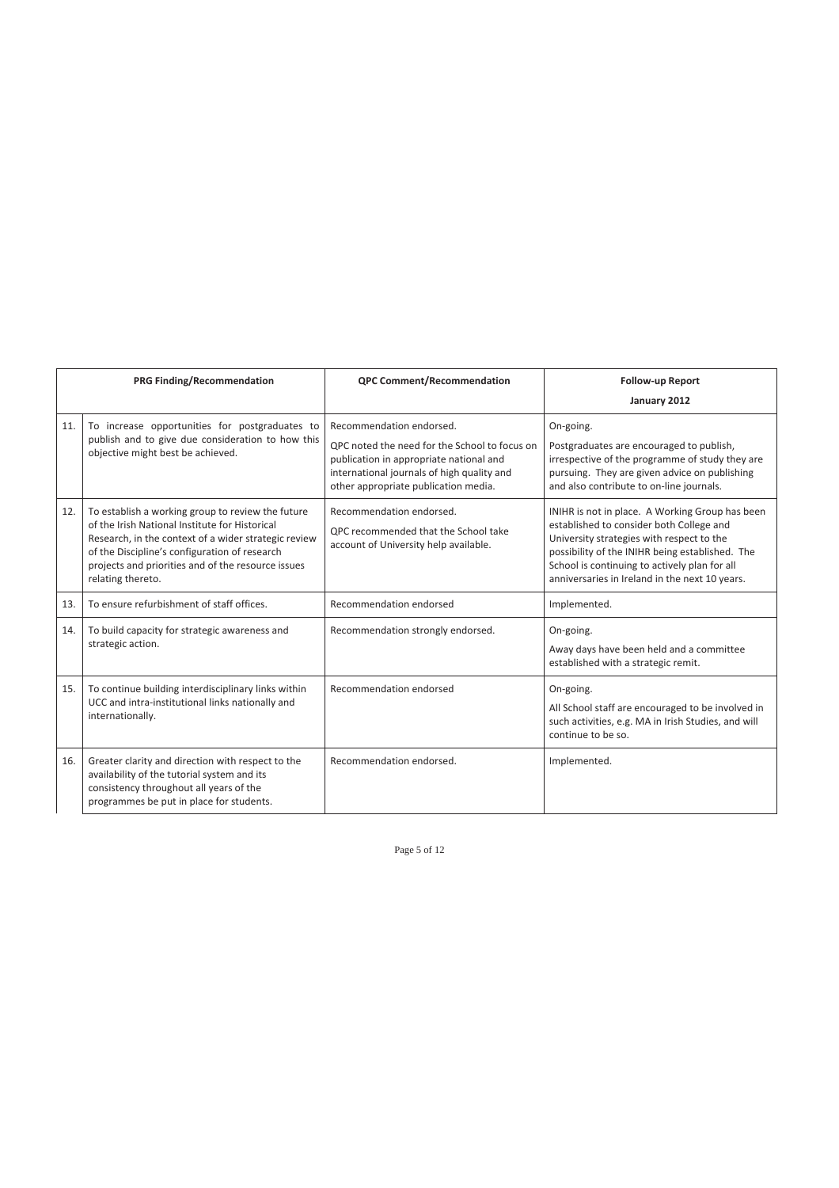| | PRG Finding/Recommendation | QPC Comment/Recommendation | Follow-up Report January 2012 |
|---|---|---|---|
| 11. | To increase opportunities for postgraduates to publish and to give due consideration to how this objective might best be achieved. | Recommendation endorsed. QPC noted the need for the School to focus on publication in appropriate national and international journals of high quality and other appropriate publication media. | On-going. Postgraduates are encouraged to publish, irrespective of the programme of study they are pursuing. They are given advice on publishing and also contribute to on-line journals. |
| 12. | To establish a working group to review the future of the Irish National Institute for Historical Research, in the context of a wider strategic review of the Discipline's configuration of research projects and priorities and of the resource issues relating thereto. | Recommendation endorsed. QPC recommended that the School take account of University help available. | INIHR is not in place. A Working Group has been established to consider both College and University strategies with respect to the possibility of the INIHR being established. The School is continuing to actively plan for all anniversaries in Ireland in the next 10 years. |
| 13. | To ensure refurbishment of staff offices. | Recommendation endorsed | Implemented. |
| 14. | To build capacity for strategic awareness and strategic action. | Recommendation strongly endorsed. | On-going. Away days have been held and a committee established with a strategic remit. |
| 15. | To continue building interdisciplinary links within UCC and intra-institutional links nationally and internationally. | Recommendation endorsed | On-going. All School staff are encouraged to be involved in such activities, e.g. MA in Irish Studies, and will continue to be so. |
| 16. | Greater clarity and direction with respect to the availability of the tutorial system and its consistency throughout all years of the programmes be put in place for students. | Recommendation endorsed. | Implemented. |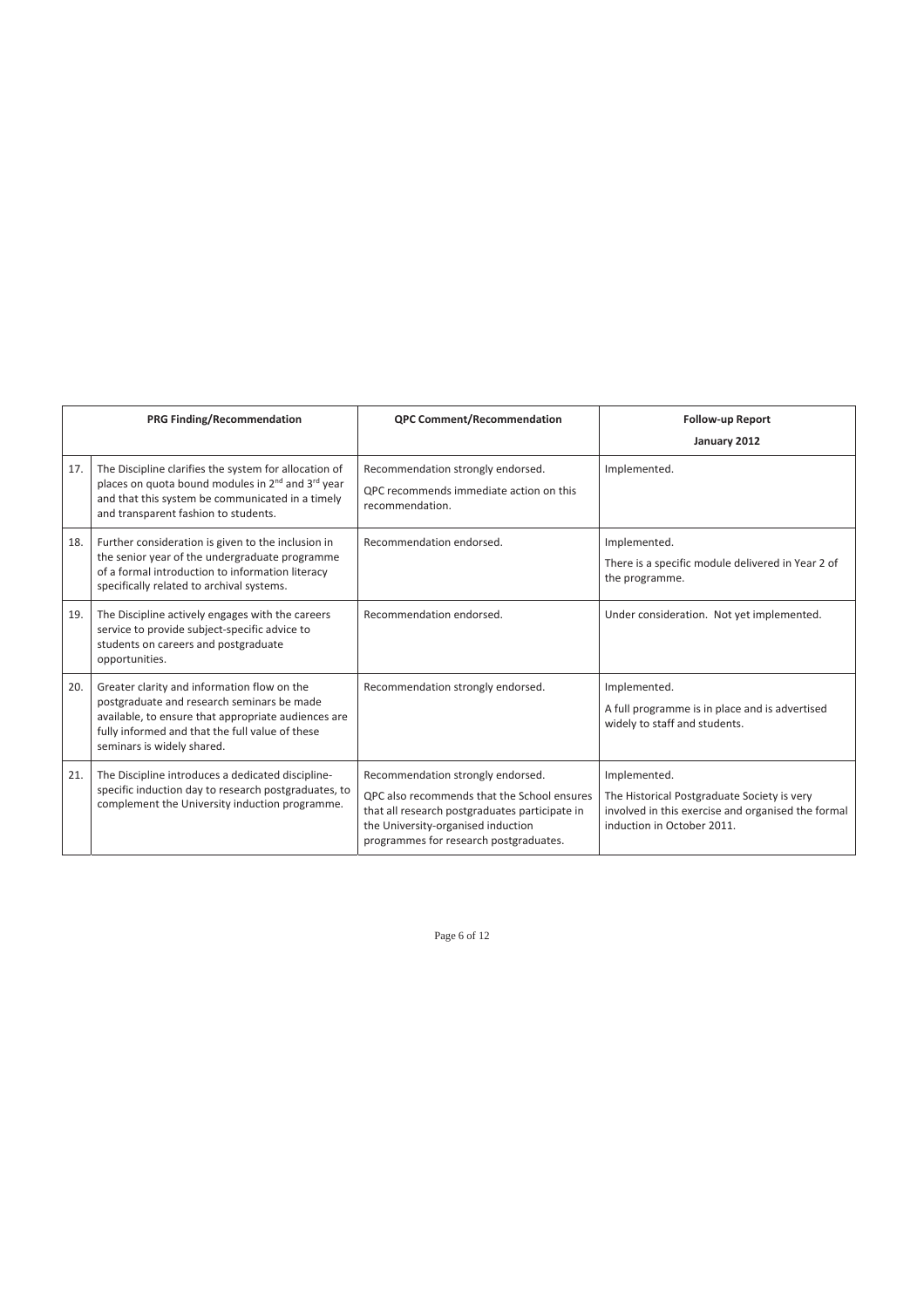| | PRG Finding/Recommendation | QPC Comment/Recommendation | Follow-up Report January 2012 |
|---|---|---|---|
| 17. | The Discipline clarifies the system for allocation of places on quota bound modules in 2nd and 3rd year and that this system be communicated in a timely and transparent fashion to students. | Recommendation strongly endorsed. QPC recommends immediate action on this recommendation. | Implemented. |
| 18. | Further consideration is given to the inclusion in the senior year of the undergraduate programme of a formal introduction to information literacy specifically related to archival systems. | Recommendation endorsed. | Implemented. There is a specific module delivered in Year 2 of the programme. |
| 19. | The Discipline actively engages with the careers service to provide subject-specific advice to students on careers and postgraduate opportunities. | Recommendation endorsed. | Under consideration. Not yet implemented. |
| 20. | Greater clarity and information flow on the postgraduate and research seminars be made available, to ensure that appropriate audiences are fully informed and that the full value of these seminars is widely shared. | Recommendation strongly endorsed. | Implemented. A full programme is in place and is advertised widely to staff and students. |
| 21. | The Discipline introduces a dedicated discipline-specific induction day to research postgraduates, to complement the University induction programme. | Recommendation strongly endorsed. QPC also recommends that the School ensures that all research postgraduates participate in the University-organised induction programmes for research postgraduates. | Implemented. The Historical Postgraduate Society is very involved in this exercise and organised the formal induction in October 2011. |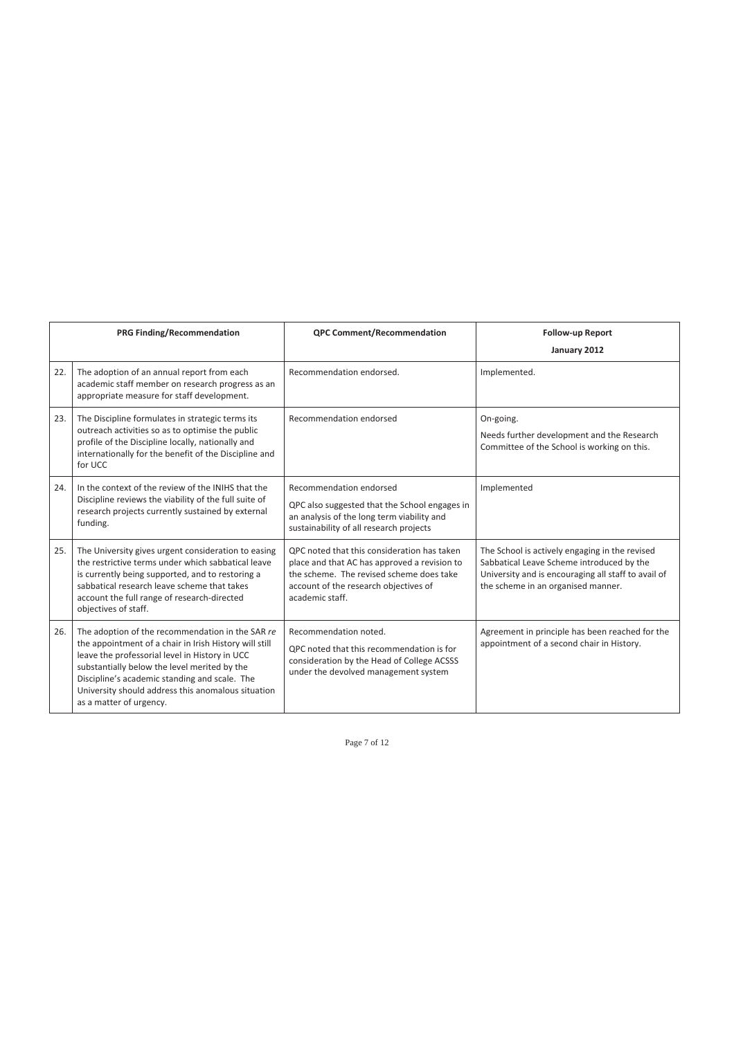| | PRG Finding/Recommendation | QPC Comment/Recommendation | Follow-up Report<br>January 2012 |
|---|---|---|---|
| 22. | The adoption of an annual report from each academic staff member on research progress as an appropriate measure for staff development. | Recommendation endorsed. | Implemented. |
| 23. | The Discipline formulates in strategic terms its outreach activities so as to optimise the public profile of the Discipline locally, nationally and internationally for the benefit of the Discipline and for UCC | Recommendation endorsed | On-going.<br>Needs further development and the Research Committee of the School is working on this. |
| 24. | In the context of the review of the INIHS that the Discipline reviews the viability of the full suite of research projects currently sustained by external funding. | Recommendation endorsed<br>QPC also suggested that the School engages in an analysis of the long term viability and sustainability of all research projects | Implemented |
| 25. | The University gives urgent consideration to easing the restrictive terms under which sabbatical leave is currently being supported, and to restoring a sabbatical research leave scheme that takes account the full range of research-directed objectives of staff. | QPC noted that this consideration has taken place and that AC has approved a revision to the scheme. The revised scheme does take account of the research objectives of academic staff. | The School is actively engaging in the revised Sabbatical Leave Scheme introduced by the University and is encouraging all staff to avail of the scheme in an organised manner. |
| 26. | The adoption of the recommendation in the SAR *re* the appointment of a chair in Irish History will still leave the professorial level in History in UCC substantially below the level merited by the Discipline's academic standing and scale. The University should address this anomalous situation as a matter of urgency. | Recommendation noted.<br>QPC noted that this recommendation is for consideration by the Head of College ACSSS under the devolved management system | Agreement in principle has been reached for the appointment of a second chair in History. |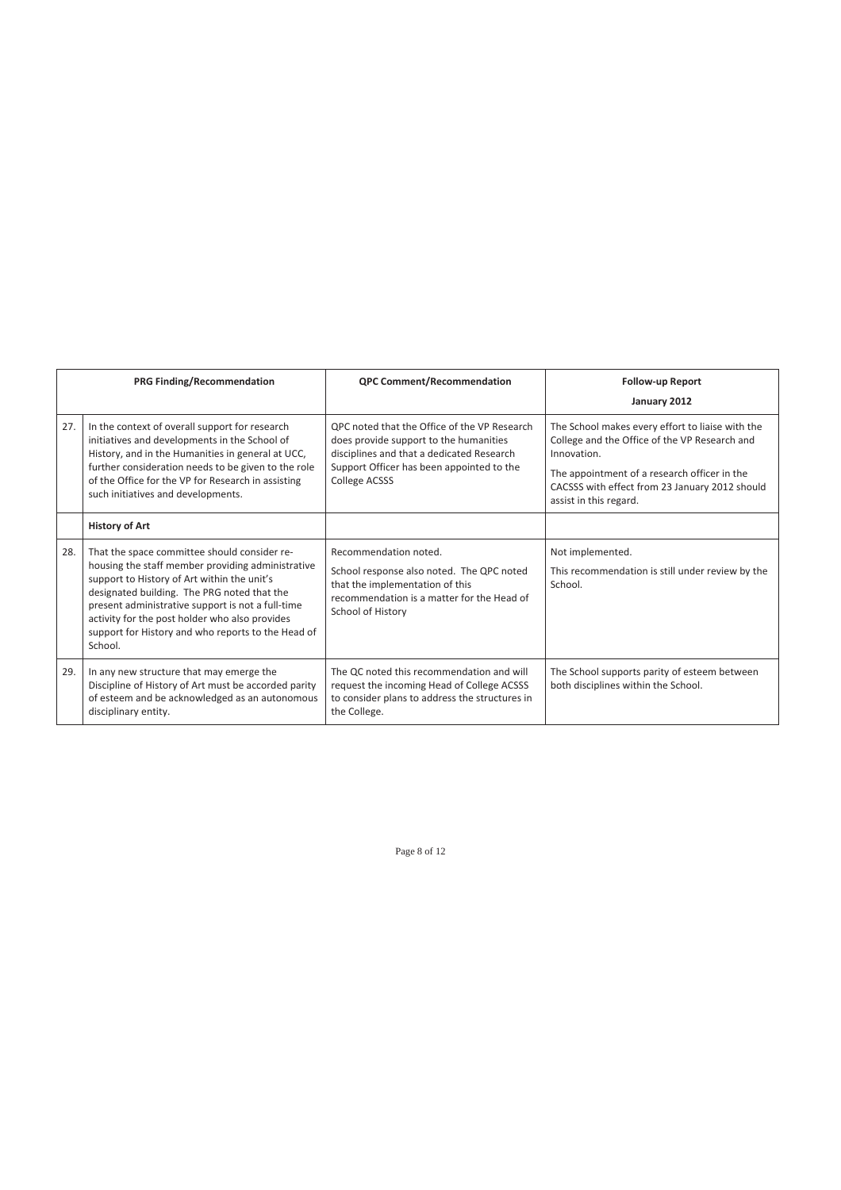| | PRG Finding/Recommendation | QPC Comment/Recommendation | Follow-up Report<br>January 2012 |
|---|---|---|---|
| 27. | In the context of overall support for research initiatives and developments in the School of History, and in the Humanities in general at UCC, further consideration needs to be given to the role of the Office for the VP for Research in assisting such initiatives and developments. | QPC noted that the Office of the VP Research does provide support to the humanities disciplines and that a dedicated Research Support Officer has been appointed to the College ACSSS | The School makes every effort to liaise with the College and the Office of the VP Research and Innovation.<br>The appointment of a research officer in the CACSSS with effect from 23 January 2012 should assist in this regard. |
| | **History of Art** | | |
| 28. | That the space committee should consider re-housing the staff member providing administrative support to History of Art within the unit's designated building. The PRG noted that the present administrative support is not a full-time activity for the post holder who also provides support for History and who reports to the Head of School. | Recommendation noted.<br>School response also noted. The QPC noted that the implementation of this recommendation is a matter for the Head of School of History | Not implemented.<br>This recommendation is still under review by the School. |
| 29. | In any new structure that may emerge the Discipline of History of Art must be accorded parity of esteem and be acknowledged as an autonomous disciplinary entity. | The QC noted this recommendation and will request the incoming Head of College ACSSS to consider plans to address the structures in the College. | The School supports parity of esteem between both disciplines within the School. |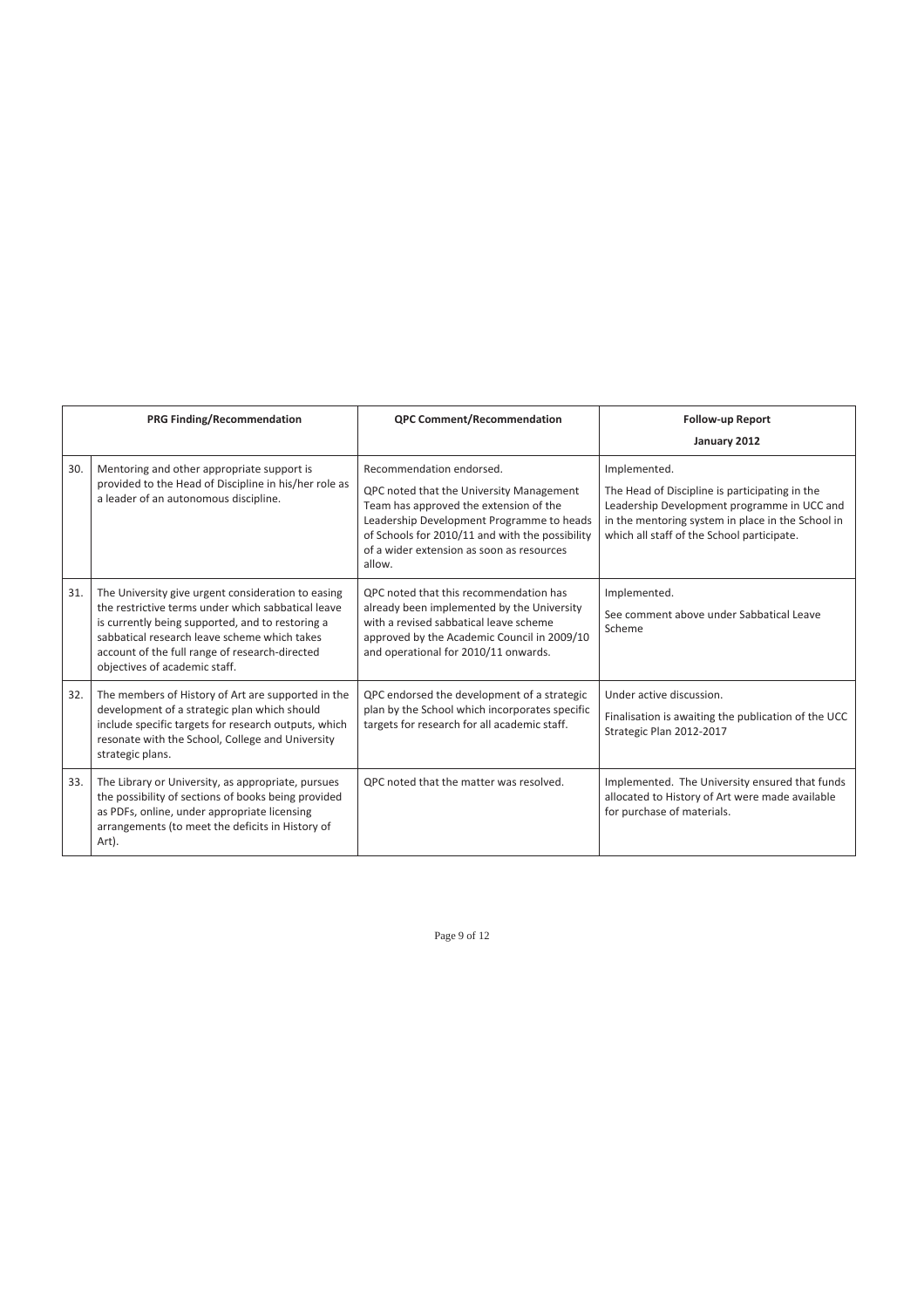| | PRG Finding/Recommendation | QPC Comment/Recommendation | Follow-up Report<br>January 2012 |
|---|---|---|---|
| 30. | Mentoring and other appropriate support is provided to the Head of Discipline in his/her role as a leader of an autonomous discipline. | Recommendation endorsed.<br>QPC noted that the University Management Team has approved the extension of the Leadership Development Programme to heads of Schools for 2010/11 and with the possibility of a wider extension as soon as resources allow. | Implemented.<br>The Head of Discipline is participating in the Leadership Development programme in UCC and in the mentoring system in place in the School in which all staff of the School participate. |
| 31. | The University give urgent consideration to easing the restrictive terms under which sabbatical leave is currently being supported, and to restoring a sabbatical research leave scheme which takes account of the full range of research-directed objectives of academic staff. | QPC noted that this recommendation has already been implemented by the University with a revised sabbatical leave scheme approved by the Academic Council in 2009/10 and operational for 2010/11 onwards. | Implemented.<br>See comment above under Sabbatical Leave Scheme |
| 32. | The members of History of Art are supported in the development of a strategic plan which should include specific targets for research outputs, which resonate with the School, College and University strategic plans. | QPC endorsed the development of a strategic plan by the School which incorporates specific targets for research for all academic staff. | Under active discussion.<br>Finalisation is awaiting the publication of the UCC Strategic Plan 2012-2017 |
| 33. | The Library or University, as appropriate, pursues the possibility of sections of books being provided as PDFs, online, under appropriate licensing arrangements (to meet the deficits in History of Art). | QPC noted that the matter was resolved. | Implemented. The University ensured that funds allocated to History of Art were made available for purchase of materials. |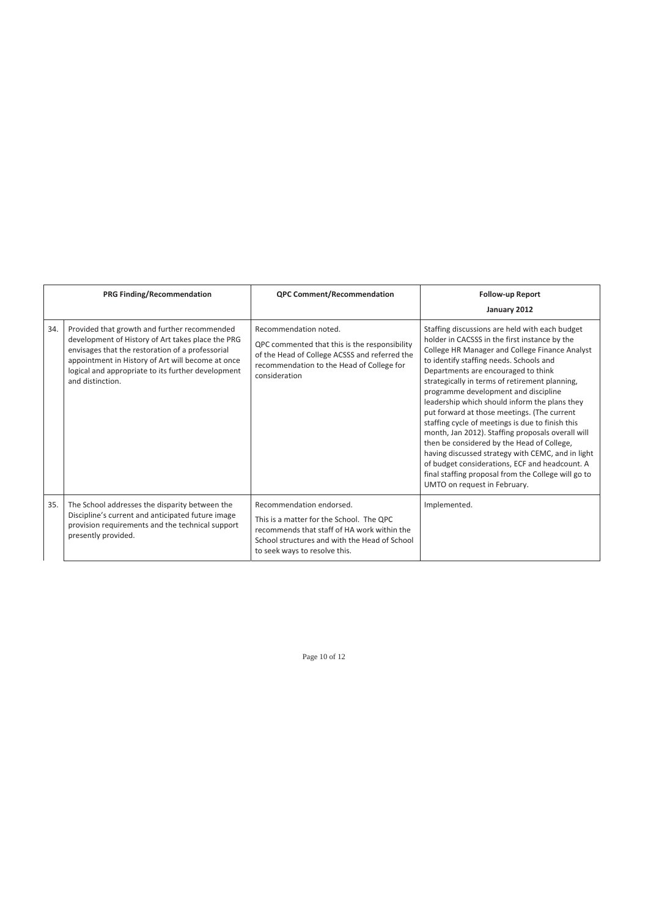| | PRG Finding/Recommendation | QPC Comment/Recommendation | Follow-up Report<br>January 2012 |
|---|---|---|---|
| 34. | Provided that growth and further recommended development of History of Art takes place the PRG envisages that the restoration of a professorial appointment in History of Art will become at once logical and appropriate to its further development and distinction. | Recommendation noted.<br>QPC commented that this is the responsibility of the Head of College ACSSS and referred the recommendation to the Head of College for consideration | Staffing discussions are held with each budget holder in CACSSS in the first instance by the College HR Manager and College Finance Analyst to identify staffing needs. Schools and Departments are encouraged to think strategically in terms of retirement planning, programme development and discipline leadership which should inform the plans they put forward at those meetings. (The current staffing cycle of meetings is due to finish this month, Jan 2012). Staffing proposals overall will then be considered by the Head of College, having discussed strategy with CEMC, and in light of budget considerations, ECF and headcount. A final staffing proposal from the College will go to UMTO on request in February. |
| 35. | The School addresses the disparity between the Discipline's current and anticipated future image provision requirements and the technical support presently provided. | Recommendation endorsed.<br>This is a matter for the School. The QPC recommends that staff of HA work within the School structures and with the Head of School to seek ways to resolve this. | Implemented. |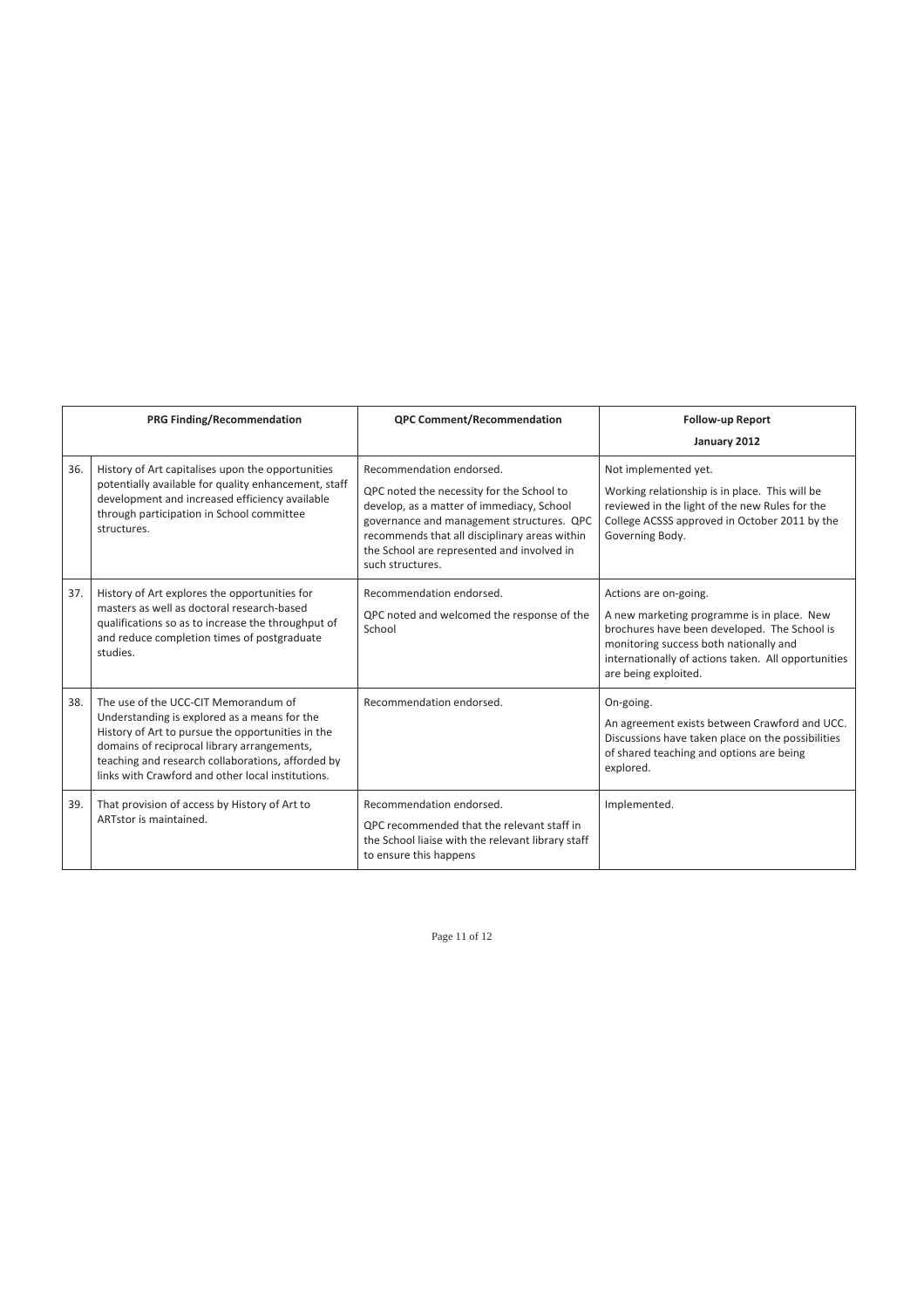| | PRG Finding/Recommendation | QPC Comment/Recommendation | Follow-up Report<br>January 2012 |
|---|---|---|---|
| 36. | History of Art capitalises upon the opportunities potentially available for quality enhancement, staff development and increased efficiency available through participation in School committee structures. | Recommendation endorsed.<br>QPC noted the necessity for the School to develop, as a matter of immediacy, School governance and management structures. QPC recommends that all disciplinary areas within the School are represented and involved in such structures. | Not implemented yet.<br>Working relationship is in place. This will be reviewed in the light of the new Rules for the College ACSSS approved in October 2011 by the Governing Body. |
| 37. | History of Art explores the opportunities for masters as well as doctoral research-based qualifications so as to increase the throughput of and reduce completion times of postgraduate studies. | Recommendation endorsed.<br>QPC noted and welcomed the response of the School | Actions are on-going.<br>A new marketing programme is in place. New brochures have been developed. The School is monitoring success both nationally and internationally of actions taken. All opportunities are being exploited. |
| 38. | The use of the UCC-CIT Memorandum of Understanding is explored as a means for the History of Art to pursue the opportunities in the domains of reciprocal library arrangements, teaching and research collaborations, afforded by links with Crawford and other local institutions. | Recommendation endorsed. | On-going.<br>An agreement exists between Crawford and UCC. Discussions have taken place on the possibilities of shared teaching and options are being explored. |
| 39. | That provision of access by History of Art to ARTstor is maintained. | Recommendation endorsed.<br>QPC recommended that the relevant staff in the School liaise with the relevant library staff to ensure this happens | Implemented. |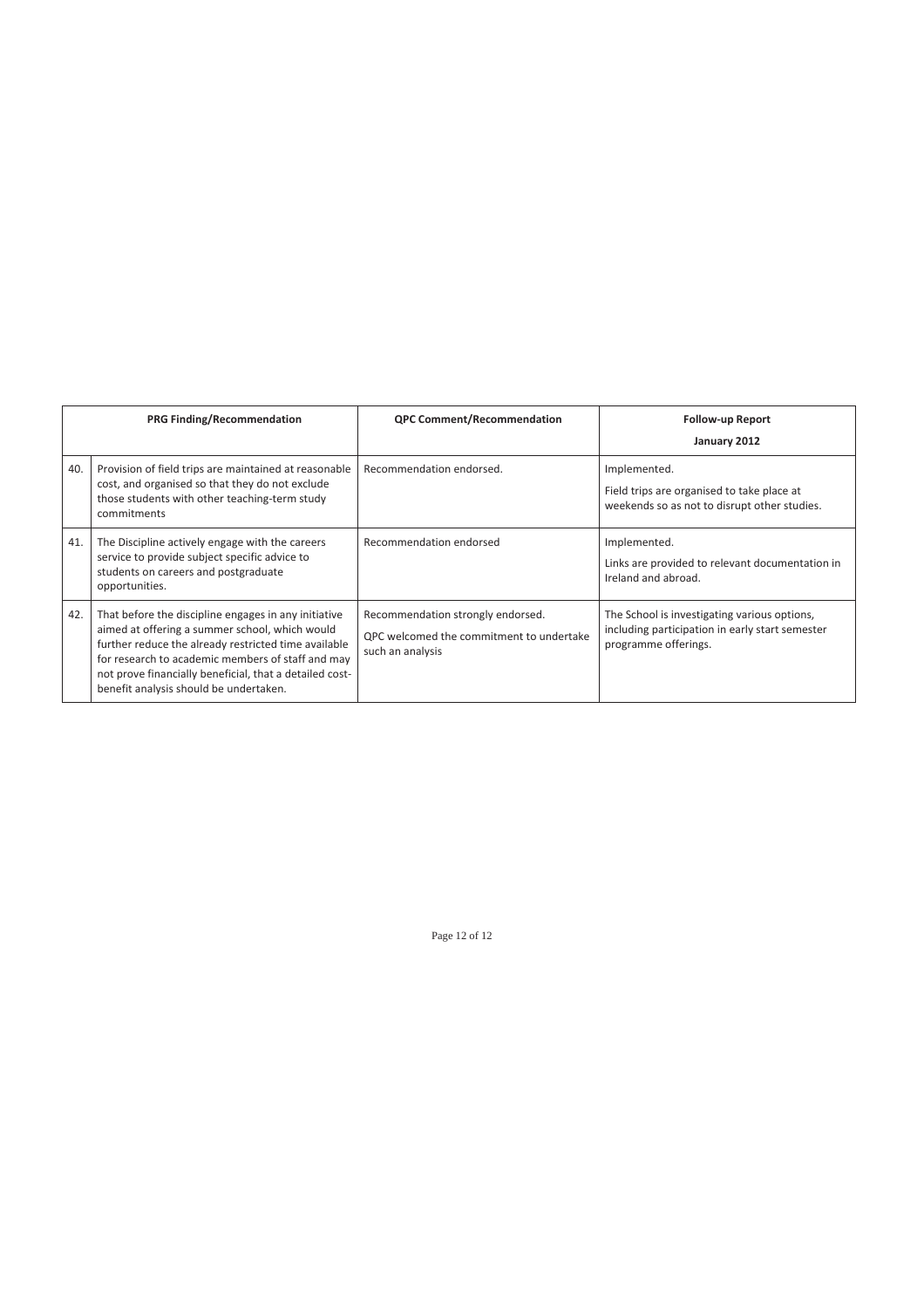| | PRG Finding/Recommendation | QPC Comment/Recommendation | Follow-up Report<br>January 2012 |
|---|---|---|---|
| 40. | Provision of field trips are maintained at reasonable cost, and organised so that they do not exclude those students with other teaching-term study commitments | Recommendation endorsed. | Implemented.<br>Field trips are organised to take place at weekends so as not to disrupt other studies. |
| 41. | The Discipline actively engage with the careers service to provide subject specific advice to students on careers and postgraduate opportunities. | Recommendation endorsed | Implemented.<br>Links are provided to relevant documentation in Ireland and abroad. |
| 42. | That before the discipline engages in any initiative aimed at offering a summer school, which would further reduce the already restricted time available for research to academic members of staff and may not prove financially beneficial, that a detailed cost-benefit analysis should be undertaken. | Recommendation strongly endorsed.<br>QPC welcomed the commitment to undertake such an analysis | The School is investigating various options, including participation in early start semester programme offerings. |